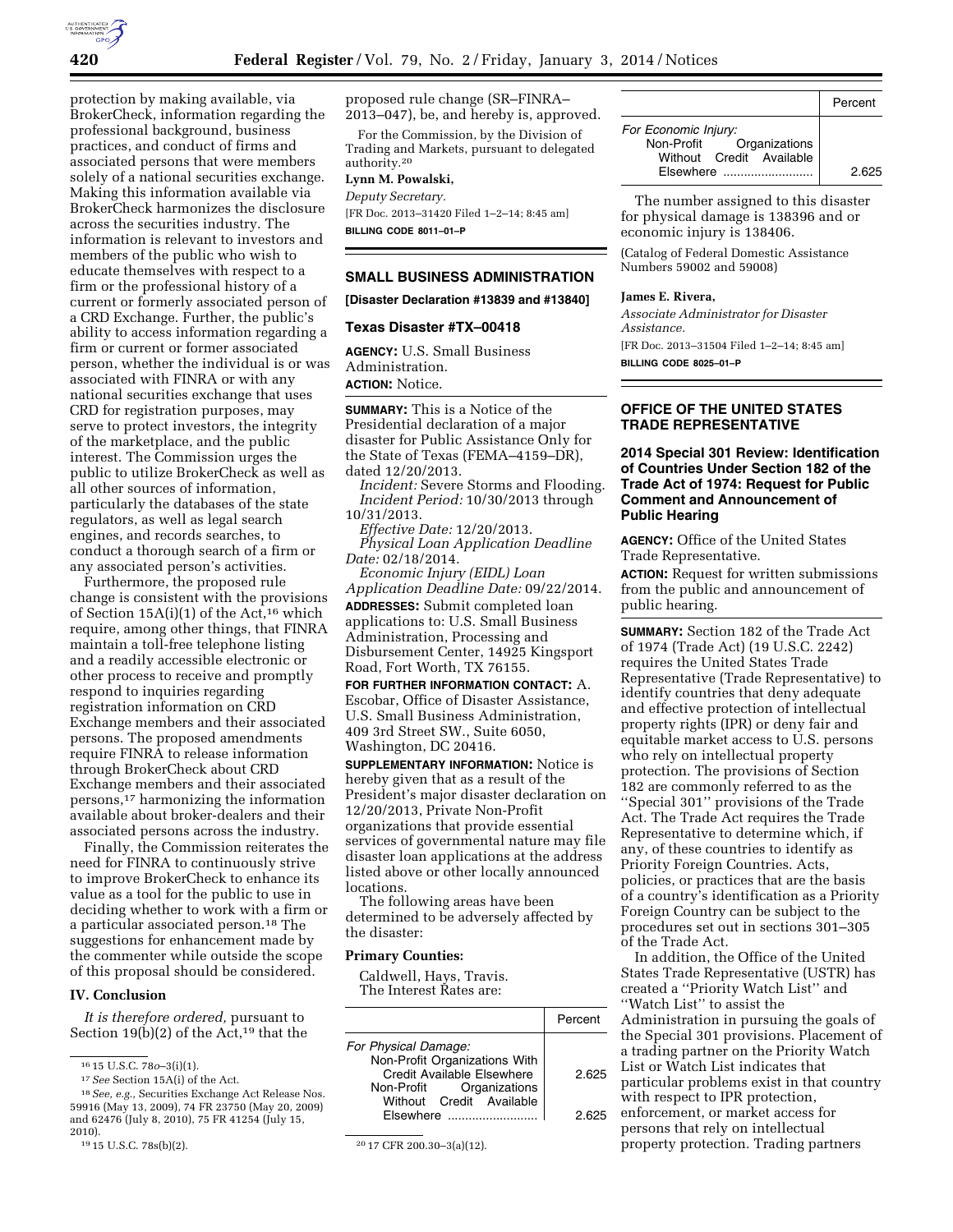protection by making available, via BrokerCheck, information regarding the professional background, business practices, and conduct of firms and associated persons that were members solely of a national securities exchange. Making this information available via BrokerCheck harmonizes the disclosure across the securities industry. The information is relevant to investors and members of the public who wish to educate themselves with respect to a firm or the professional history of a current or formerly associated person of a CRD Exchange. Further, the public's ability to access information regarding a firm or current or former associated person, whether the individual is or was associated with FINRA or with any national securities exchange that uses CRD for registration purposes, may serve to protect investors, the integrity of the marketplace, and the public interest. The Commission urges the public to utilize BrokerCheck as well as all other sources of information, particularly the databases of the state regulators, as well as legal search engines, and records searches, to conduct a thorough search of a firm or any associated person's activities.

Furthermore, the proposed rule change is consistent with the provisions of Section 15A(i)(1) of the Act,[16] which require, among other things, that FINRA maintain a toll-free telephone listing and a readily accessible electronic or other process to receive and promptly respond to inquiries regarding registration information on CRD Exchange members and their associated persons. The proposed amendments require FINRA to release information through BrokerCheck about CRD Exchange members and their associated persons,[17] harmonizing the information available about broker-dealers and their associated persons across the industry.

Finally, the Commission reiterates the need for FINRA to continuously strive to improve BrokerCheck to enhance its value as a tool for the public to use in deciding whether to work with a firm or a particular associated person.[18] The suggestions for enhancement made by the commenter while outside the scope of this proposal should be considered.

**IV. Conclusion**

*It is therefore ordered,* pursuant to Section 19(b)(2) of the Act,[19] that the proposed rule change (SR–FINRA–2013–047), be, and hereby is, approved.

For the Commission, by the Division of Trading and Markets, pursuant to delegated authority.[20]

**Lynn M. Powalski,**

*Deputy Secretary.*

[FR Doc. 2013–31420 Filed 1–2–14; 8:45 am]

**BILLING CODE 8011–01–P**

[16] 15 U.S.C. 78*o*–3(i)(1).

[17] *See* Section 15A(i) of the Act.

[18] *See, e.g.,* Securities Exchange Act Release Nos. 59916 (May 13, 2009), 74 FR 23750 (May 20, 2009) and 62476 (July 8, 2010), 75 FR 41254 (July 15, 2010).

[19] 15 U.S.C. 78s(b)(2).

[20] 17 CFR 200.30–3(a)(12).

## SMALL BUSINESS ADMINISTRATION

**[Disaster Declaration #13839 and #13840]**

### Texas Disaster #TX–00418

**AGENCY:** U.S. Small Business Administration.

**ACTION:** Notice.

**SUMMARY:** This is a Notice of the Presidential declaration of a major disaster for Public Assistance Only for the State of Texas (FEMA–4159–DR), dated 12/20/2013.

*Incident:* Severe Storms and Flooding.

*Incident Period:* 10/30/2013 through 10/31/2013.

*Effective Date:* 12/20/2013.

*Physical Loan Application Deadline Date:* 02/18/2014.

*Economic Injury (EIDL) Loan Application Deadline Date:* 09/22/2014.

**ADDRESSES:** Submit completed loan applications to: U.S. Small Business Administration, Processing and Disbursement Center, 14925 Kingsport Road, Fort Worth, TX 76155.

**FOR FURTHER INFORMATION CONTACT:** A. Escobar, Office of Disaster Assistance, U.S. Small Business Administration, 409 3rd Street SW., Suite 6050, Washington, DC 20416.

**SUPPLEMENTARY INFORMATION:** Notice is hereby given that as a result of the President's major disaster declaration on 12/20/2013, Private Non-Profit organizations that provide essential services of governmental nature may file disaster loan applications at the address listed above or other locally announced locations.

The following areas have been determined to be adversely affected by the disaster:

**Primary Counties:**

Caldwell, Hays, Travis.

The Interest Rates are:

| | Percent |
|---|---|
| *For Physical Damage:* | |
| Non-Profit Organizations With Credit Available Elsewhere | 2.625 |
| Non-Profit Organizations Without Credit Available Elsewhere | 2.625 |
| *For Economic Injury:* | |
| Non-Profit Organizations Without Credit Available Elsewhere | 2.625 |

The number assigned to this disaster for physical damage is 138396 and or economic injury is 138406.

(Catalog of Federal Domestic Assistance Numbers 59002 and 59008)

**James E. Rivera,**

*Associate Administrator for Disaster Assistance.*

[FR Doc. 2013–31504 Filed 1–2–14; 8:45 am]

**BILLING CODE 8025–01–P**

## OFFICE OF THE UNITED STATES TRADE REPRESENTATIVE

### 2014 Special 301 Review: Identification of Countries Under Section 182 of the Trade Act of 1974: Request for Public Comment and Announcement of Public Hearing

**AGENCY:** Office of the United States Trade Representative.

**ACTION:** Request for written submissions from the public and announcement of public hearing.

**SUMMARY:** Section 182 of the Trade Act of 1974 (Trade Act) (19 U.S.C. 2242) requires the United States Trade Representative (Trade Representative) to identify countries that deny adequate and effective protection of intellectual property rights (IPR) or deny fair and equitable market access to U.S. persons who rely on intellectual property protection. The provisions of Section 182 are commonly referred to as the ''Special 301'' provisions of the Trade Act. The Trade Act requires the Trade Representative to determine which, if any, of these countries to identify as Priority Foreign Countries. Acts, policies, or practices that are the basis of a country's identification as a Priority Foreign Country can be subject to the procedures set out in sections 301–305 of the Trade Act.

In addition, the Office of the United States Trade Representative (USTR) has created a ''Priority Watch List'' and ''Watch List'' to assist the Administration in pursuing the goals of the Special 301 provisions. Placement of a trading partner on the Priority Watch List or Watch List indicates that particular problems exist in that country with respect to IPR protection, enforcement, or market access for persons that rely on intellectual property protection. Trading partners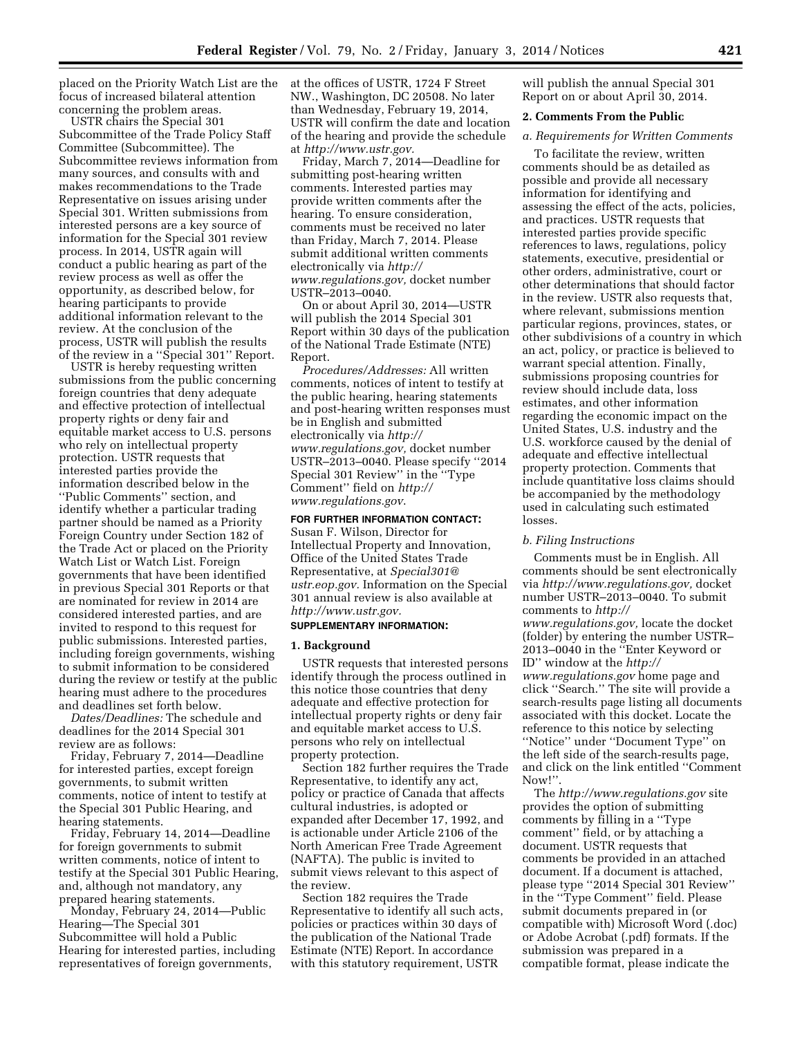placed on the Priority Watch List are the focus of increased bilateral attention concerning the problem areas.

USTR chairs the Special 301 Subcommittee of the Trade Policy Staff Committee (Subcommittee). The Subcommittee reviews information from many sources, and consults with and makes recommendations to the Trade Representative on issues arising under Special 301. Written submissions from interested persons are a key source of information for the Special 301 review process. In 2014, USTR again will conduct a public hearing as part of the review process as well as offer the opportunity, as described below, for hearing participants to provide additional information relevant to the review. At the conclusion of the process, USTR will publish the results of the review in a ''Special 301'' Report.

USTR is hereby requesting written submissions from the public concerning foreign countries that deny adequate and effective protection of intellectual property rights or deny fair and equitable market access to U.S. persons who rely on intellectual property protection. USTR requests that interested parties provide the information described below in the ''Public Comments'' section, and identify whether a particular trading partner should be named as a Priority Foreign Country under Section 182 of the Trade Act or placed on the Priority Watch List or Watch List. Foreign governments that have been identified in previous Special 301 Reports or that are nominated for review in 2014 are considered interested parties, and are invited to respond to this request for public submissions. Interested parties, including foreign governments, wishing to submit information to be considered during the review or testify at the public hearing must adhere to the procedures and deadlines set forth below.

*Dates/Deadlines:* The schedule and deadlines for the 2014 Special 301 review are as follows:

Friday, February 7, 2014—Deadline for interested parties, except foreign governments, to submit written comments, notice of intent to testify at the Special 301 Public Hearing, and hearing statements.

Friday, February 14, 2014—Deadline for foreign governments to submit written comments, notice of intent to testify at the Special 301 Public Hearing, and, although not mandatory, any prepared hearing statements.

Monday, February 24, 2014—Public Hearing—The Special 301 Subcommittee will hold a Public Hearing for interested parties, including representatives of foreign governments, at the offices of USTR, 1724 F Street NW., Washington, DC 20508. No later than Wednesday, February 19, 2014, USTR will confirm the date and location of the hearing and provide the schedule at *http://www.ustr.gov.*

Friday, March 7, 2014—Deadline for submitting post-hearing written comments. Interested parties may provide written comments after the hearing. To ensure consideration, comments must be received no later than Friday, March 7, 2014. Please submit additional written comments electronically via *http://www.regulations.gov,* docket number USTR–2013–0040.

On or about April 30, 2014—USTR will publish the 2014 Special 301 Report within 30 days of the publication of the National Trade Estimate (NTE) Report.

*Procedures/Addresses:* All written comments, notices of intent to testify at the public hearing, hearing statements and post-hearing written responses must be in English and submitted electronically via *http://www.regulations.gov,* docket number USTR–2013–0040. Please specify ''2014 Special 301 Review'' in the ''Type Comment'' field on *http://www.regulations.gov*.

**FOR FURTHER INFORMATION CONTACT:** Susan F. Wilson, Director for Intellectual Property and Innovation, Office of the United States Trade Representative, at *Special301@ustr.eop.gov.* Information on the Special 301 annual review is also available at *http://www.ustr.gov.*

**SUPPLEMENTARY INFORMATION:**

**1. Background**

USTR requests that interested persons identify through the process outlined in this notice those countries that deny adequate and effective protection for intellectual property rights or deny fair and equitable market access to U.S. persons who rely on intellectual property protection.

Section 182 further requires the Trade Representative, to identify any act, policy or practice of Canada that affects cultural industries, is adopted or expanded after December 17, 1992, and is actionable under Article 2106 of the North American Free Trade Agreement (NAFTA). The public is invited to submit views relevant to this aspect of the review.

Section 182 requires the Trade Representative to identify all such acts, policies or practices within 30 days of the publication of the National Trade Estimate (NTE) Report. In accordance with this statutory requirement, USTR will publish the annual Special 301 Report on or about April 30, 2014.

**2. Comments From the Public**

*a. Requirements for Written Comments*

To facilitate the review, written comments should be as detailed as possible and provide all necessary information for identifying and assessing the effect of the acts, policies, and practices. USTR requests that interested parties provide specific references to laws, regulations, policy statements, executive, presidential or other orders, administrative, court or other determinations that should factor in the review. USTR also requests that, where relevant, submissions mention particular regions, provinces, states, or other subdivisions of a country in which an act, policy, or practice is believed to warrant special attention. Finally, submissions proposing countries for review should include data, loss estimates, and other information regarding the economic impact on the United States, U.S. industry and the U.S. workforce caused by the denial of adequate and effective intellectual property protection. Comments that include quantitative loss claims should be accompanied by the methodology used in calculating such estimated losses.

*b. Filing Instructions*

Comments must be in English. All comments should be sent electronically via *http://www.regulations.gov,* docket number USTR–2013–0040. To submit comments to *http://www.regulations.gov,* locate the docket (folder) by entering the number USTR–2013–0040 in the ''Enter Keyword or ID'' window at the *http://www.regulations.gov* home page and click ''Search.'' The site will provide a search-results page listing all documents associated with this docket. Locate the reference to this notice by selecting ''Notice'' under ''Document Type'' on the left side of the search-results page, and click on the link entitled ''Comment Now!''.

The *http://www.regulations.gov* site provides the option of submitting comments by filling in a ''Type comment'' field, or by attaching a document. USTR requests that comments be provided in an attached document. If a document is attached, please type ''2014 Special 301 Review'' in the ''Type Comment'' field. Please submit documents prepared in (or compatible with) Microsoft Word (.doc) or Adobe Acrobat (.pdf) formats. If the submission was prepared in a compatible format, please indicate the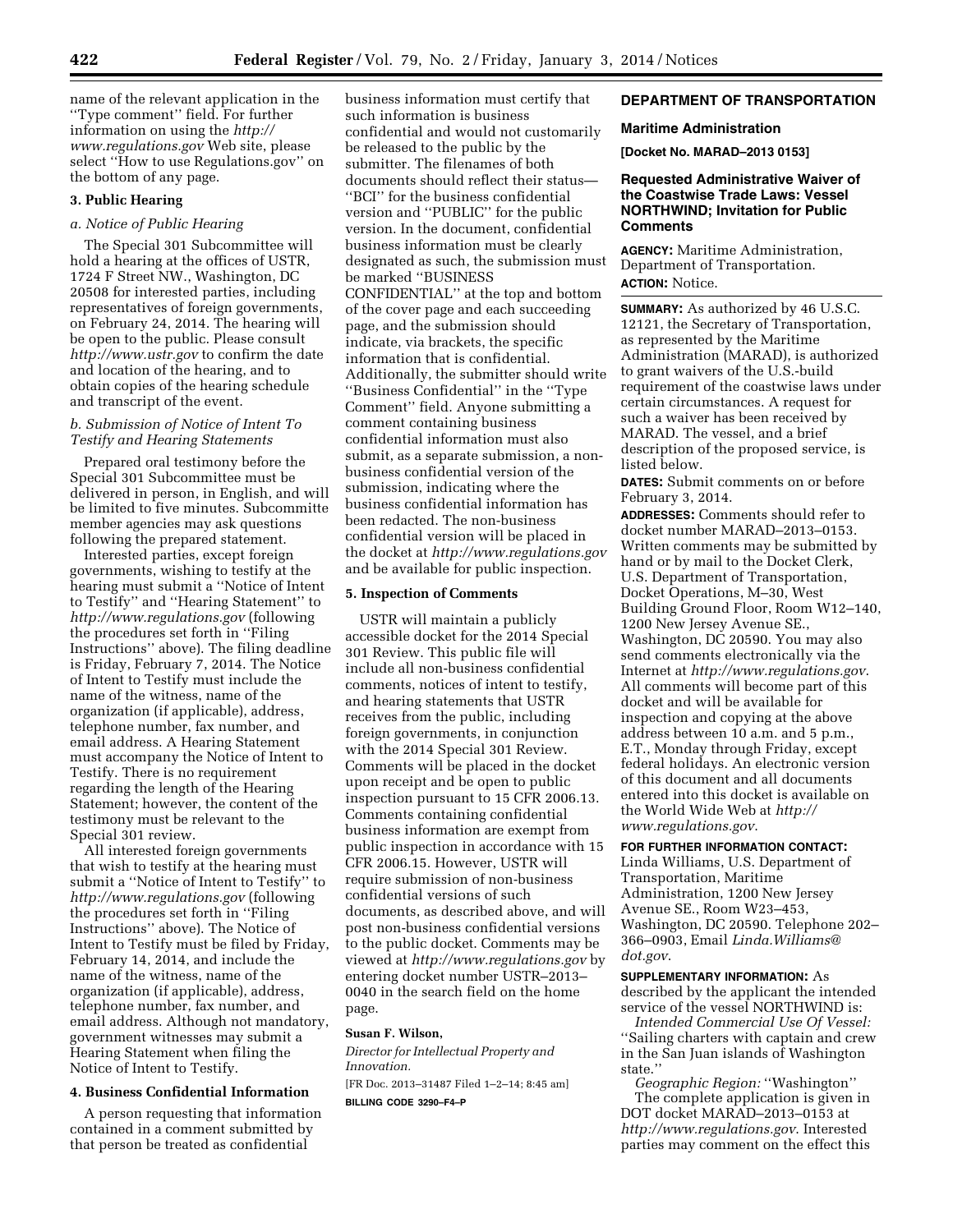name of the relevant application in the ''Type comment'' field. For further information on using the *http://www.regulations.gov* Web site, please select ''How to use Regulations.gov'' on the bottom of any page.

### 3. Public Hearing

#### *a. Notice of Public Hearing*

The Special 301 Subcommittee will hold a hearing at the offices of USTR, 1724 F Street NW., Washington, DC 20508 for interested parties, including representatives of foreign governments, on February 24, 2014. The hearing will be open to the public. Please consult *http://www.ustr.gov* to confirm the date and location of the hearing, and to obtain copies of the hearing schedule and transcript of the event.

#### *b. Submission of Notice of Intent To Testify and Hearing Statements*

Prepared oral testimony before the Special 301 Subcommittee must be delivered in person, in English, and will be limited to five minutes. Subcommitte member agencies may ask questions following the prepared statement.

Interested parties, except foreign governments, wishing to testify at the hearing must submit a ''Notice of Intent to Testify'' and ''Hearing Statement'' to *http://www.regulations.gov* (following the procedures set forth in ''Filing Instructions'' above). The filing deadline is Friday, February 7, 2014. The Notice of Intent to Testify must include the name of the witness, name of the organization (if applicable), address, telephone number, fax number, and email address. A Hearing Statement must accompany the Notice of Intent to Testify. There is no requirement regarding the length of the Hearing Statement; however, the content of the testimony must be relevant to the Special 301 review.

All interested foreign governments that wish to testify at the hearing must submit a ''Notice of Intent to Testify'' to *http://www.regulations.gov* (following the procedures set forth in ''Filing Instructions'' above). The Notice of Intent to Testify must be filed by Friday, February 14, 2014, and include the name of the witness, name of the organization (if applicable), address, telephone number, fax number, and email address. Although not mandatory, government witnesses may submit a Hearing Statement when filing the Notice of Intent to Testify.

### 4. Business Confidential Information

A person requesting that information contained in a comment submitted by that person be treated as confidential business information must certify that such information is business confidential and would not customarily be released to the public by the submitter. The filenames of both documents should reflect their status— ''BCI'' for the business confidential version and ''PUBLIC'' for the public version. In the document, confidential business information must be clearly designated as such, the submission must be marked ''BUSINESS CONFIDENTIAL'' at the top and bottom of the cover page and each succeeding page, and the submission should indicate, via brackets, the specific information that is confidential. Additionally, the submitter should write ''Business Confidential'' in the ''Type Comment'' field. Anyone submitting a comment containing business confidential information must also submit, as a separate submission, a non-business confidential version of the submission, indicating where the business confidential information has been redacted. The non-business confidential version will be placed in the docket at *http://www.regulations.gov* and be available for public inspection.

### 5. Inspection of Comments

USTR will maintain a publicly accessible docket for the 2014 Special 301 Review. This public file will include all non-business confidential comments, notices of intent to testify, and hearing statements that USTR receives from the public, including foreign governments, in conjunction with the 2014 Special 301 Review. Comments will be placed in the docket upon receipt and be open to public inspection pursuant to 15 CFR 2006.13. Comments containing confidential business information are exempt from public inspection in accordance with 15 CFR 2006.15. However, USTR will require submission of non-business confidential versions of such documents, as described above, and will post non-business confidential versions to the public docket. Comments may be viewed at *http://www.regulations.gov* by entering docket number USTR–2013–0040 in the search field on the home page.

**Susan F. Wilson,**

*Director for Intellectual Property and Innovation.*

[FR Doc. 2013–31487 Filed 1–2–14; 8:45 am]

**BILLING CODE 3290–F4–P**

## DEPARTMENT OF TRANSPORTATION

### Maritime Administration

**[Docket No. MARAD–2013 0153]**

### Requested Administrative Waiver of the Coastwise Trade Laws: Vessel NORTHWIND; Invitation for Public Comments

**AGENCY:** Maritime Administration, Department of Transportation.

**ACTION:** Notice.

**SUMMARY:** As authorized by 46 U.S.C. 12121, the Secretary of Transportation, as represented by the Maritime Administration (MARAD), is authorized to grant waivers of the U.S.-build requirement of the coastwise laws under certain circumstances. A request for such a waiver has been received by MARAD. The vessel, and a brief description of the proposed service, is listed below.

**DATES:** Submit comments on or before February 3, 2014.

**ADDRESSES:** Comments should refer to docket number MARAD–2013–0153. Written comments may be submitted by hand or by mail to the Docket Clerk, U.S. Department of Transportation, Docket Operations, M–30, West Building Ground Floor, Room W12–140, 1200 New Jersey Avenue SE., Washington, DC 20590. You may also send comments electronically via the Internet at *http://www.regulations.gov*. All comments will become part of this docket and will be available for inspection and copying at the above address between 10 a.m. and 5 p.m., E.T., Monday through Friday, except federal holidays. An electronic version of this document and all documents entered into this docket is available on the World Wide Web at *http://www.regulations.gov*.

**FOR FURTHER INFORMATION CONTACT:** Linda Williams, U.S. Department of Transportation, Maritime Administration, 1200 New Jersey Avenue SE., Room W23–453, Washington, DC 20590. Telephone 202–366–0903, Email *Linda.Williams@dot.gov*.

**SUPPLEMENTARY INFORMATION:** As described by the applicant the intended service of the vessel NORTHWIND is:

*Intended Commercial Use Of Vessel:* ''Sailing charters with captain and crew in the San Juan islands of Washington state.''

*Geographic Region:* ''Washington''

The complete application is given in DOT docket MARAD–2013–0153 at *http://www.regulations.gov*. Interested parties may comment on the effect this